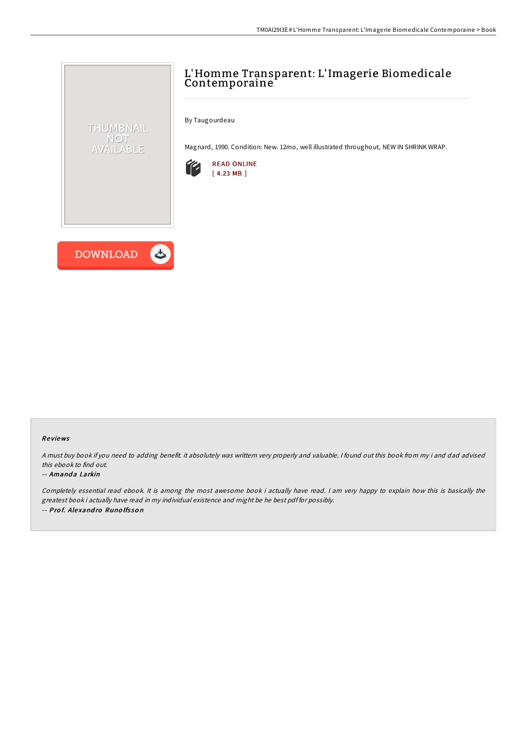# L'Homme Transparent: L'Imagerie Biomedicale Contemporaine

By Taugourdeau

Magnard, 1990. Condition: New. 12mo, well illustrated throughout, NEW IN SHRINK WRAP.

READ ONLINE
[ 4.23 MB ]

DOWNLOAD

### Reviews

*A must buy book if you need to adding benefit. it absolutely was writtern very properly and valuable. I found out this book from my i and dad advised this ebook to find out.*

-- ***Amanda Larkin***

*Completely essential read ebook. It is among the most awesome book i actually have read. I am very happy to explain how this is basically the greatest book i actually have read in my individual existence and might be he best pdf for possibly.*

-- ***Prof. Alexandro Runolfsson***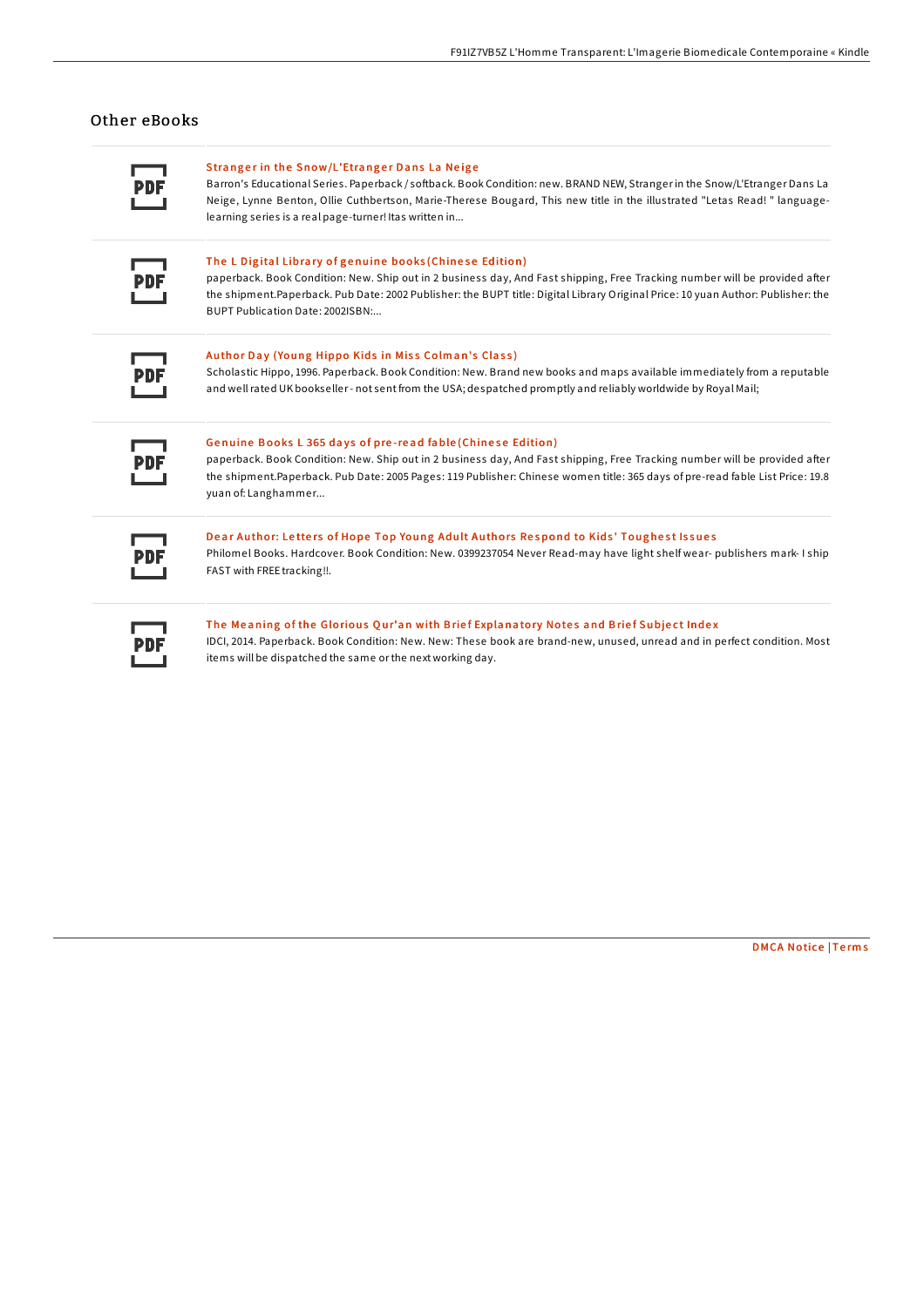## Other eBooks

### Stranger in the Snow/L'Etranger Dans La Neige

Barron's Educational Series. Paperback / softback. Book Condition: new. BRAND NEW, Stranger in the Snow/L'Etranger Dans La Neige, Lynne Benton, Ollie Cuthbertson, Marie-Therese Bougard, This new title in the illustrated "Letas Read! " language-learning series is a real page-turner! Itas written in...

### The L Digital Library of genuine books(Chinese Edition)

paperback. Book Condition: New. Ship out in 2 business day, And Fast shipping, Free Tracking number will be provided after the shipment.Paperback. Pub Date: 2002 Publisher: the BUPT title: Digital Library Original Price: 10 yuan Author: Publisher: the BUPT Publication Date: 2002ISBN:...

### Author Day (Young Hippo Kids in Miss Colman's Class)

Scholastic Hippo, 1996. Paperback. Book Condition: New. Brand new books and maps available immediately from a reputable and well rated UK bookseller - not sent from the USA; despatched promptly and reliably worldwide by Royal Mail;

### Genuine Books L 365 days of pre-read fable(Chinese Edition)

paperback. Book Condition: New. Ship out in 2 business day, And Fast shipping, Free Tracking number will be provided after the shipment.Paperback. Pub Date: 2005 Pages: 119 Publisher: Chinese women title: 365 days of pre-read fable List Price: 19.8 yuan of: Langhammer...

### Dear Author: Letters of Hope Top Young Adult Authors Respond to Kids' Toughest Issues

Philomel Books. Hardcover. Book Condition: New. 0399237054 Never Read-may have light shelf wear- publishers mark- I ship FAST with FREE tracking!!.

### The Meaning of the Glorious Qur'an with Brief Explanatory Notes and Brief Subject Index

IDCI, 2014. Paperback. Book Condition: New. New: These book are brand-new, unused, unread and in perfect condition. Most items will be dispatched the same or the next working day.

DMCA Notice | Terms